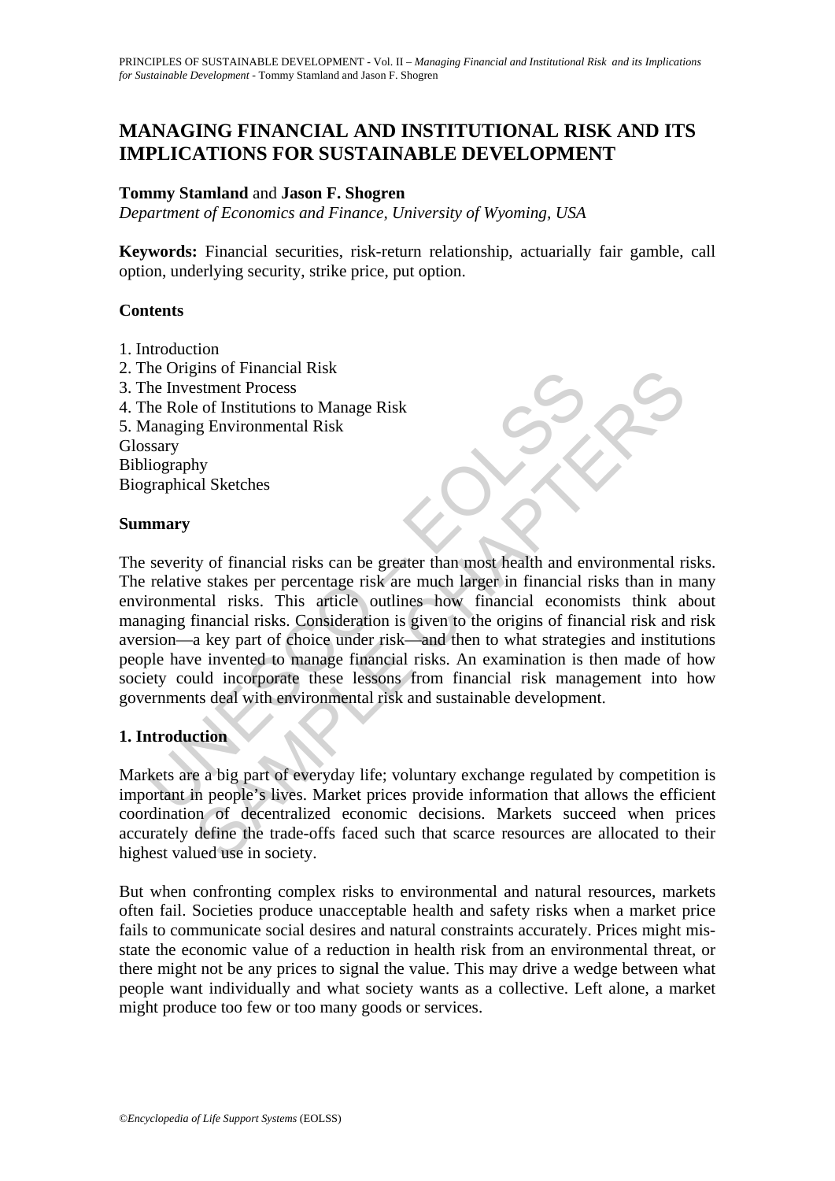# MANAGING FINANCIAL AND INSTITUTIONAL RISK AND ITS IMPLICATIONS FOR SUSTAINABLE DEVELOPMENT

**Tommy Stamland** and **Jason F. Shogren**

*Department of Economics and Finance, University of Wyoming, USA*

**Keywords:** Financial securities, risk-return relationship, actuarially fair gamble, call option, underlying security, strike price, put option.

## Contents

1. Introduction
2. The Origins of Financial Risk
3. The Investment Process
4. The Role of Institutions to Manage Risk
5. Managing Environmental Risk

Glossary
Bibliography
Biographical Sketches

## Summary

The severity of financial risks can be greater than most health and environmental risks. The relative stakes per percentage risk are much larger in financial risks than in many environmental risks. This article outlines how financial economists think about managing financial risks. Consideration is given to the origins of financial risk and risk aversion—a key part of choice under risk—and then to what strategies and institutions people have invented to manage financial risks. An examination is then made of how society could incorporate these lessons from financial risk management into how governments deal with environmental risk and sustainable development.

## 1. Introduction

Markets are a big part of everyday life; voluntary exchange regulated by competition is important in people's lives. Market prices provide information that allows the efficient coordination of decentralized economic decisions. Markets succeed when prices accurately define the trade-offs faced such that scarce resources are allocated to their highest valued use in society.

But when confronting complex risks to environmental and natural resources, markets often fail. Societies produce unacceptable health and safety risks when a market price fails to communicate social desires and natural constraints accurately. Prices might misstate the economic value of a reduction in health risk from an environmental threat, or there might not be any prices to signal the value. This may drive a wedge between what people want individually and what society wants as a collective. Left alone, a market might produce too few or too many goods or services.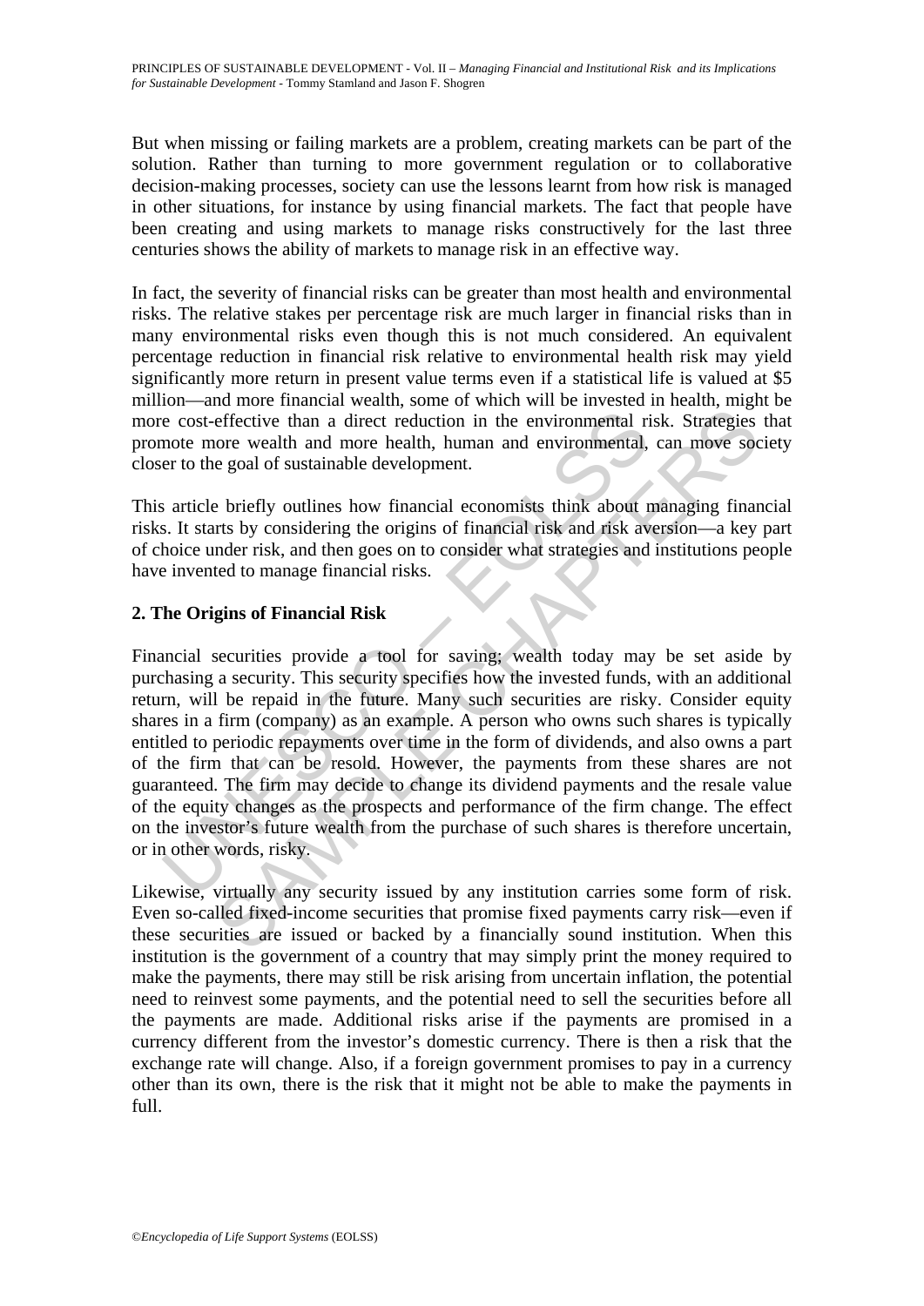But when missing or failing markets are a problem, creating markets can be part of the solution. Rather than turning to more government regulation or to collaborative decision-making processes, society can use the lessons learnt from how risk is managed in other situations, for instance by using financial markets. The fact that people have been creating and using markets to manage risks constructively for the last three centuries shows the ability of markets to manage risk in an effective way.

In fact, the severity of financial risks can be greater than most health and environmental risks. The relative stakes per percentage risk are much larger in financial risks than in many environmental risks even though this is not much considered. An equivalent percentage reduction in financial risk relative to environmental health risk may yield significantly more return in present value terms even if a statistical life is valued at $5 million—and more financial wealth, some of which will be invested in health, might be more cost-effective than a direct reduction in the environmental risk. Strategies that promote more wealth and more health, human and environmental, can move society closer to the goal of sustainable development.

This article briefly outlines how financial economists think about managing financial risks. It starts by considering the origins of financial risk and risk aversion—a key part of choice under risk, and then goes on to consider what strategies and institutions people have invented to manage financial risks.

## 2. The Origins of Financial Risk

Financial securities provide a tool for saving; wealth today may be set aside by purchasing a security. This security specifies how the invested funds, with an additional return, will be repaid in the future. Many such securities are risky. Consider equity shares in a firm (company) as an example. A person who owns such shares is typically entitled to periodic repayments over time in the form of dividends, and also owns a part of the firm that can be resold. However, the payments from these shares are not guaranteed. The firm may decide to change its dividend payments and the resale value of the equity changes as the prospects and performance of the firm change. The effect on the investor's future wealth from the purchase of such shares is therefore uncertain, or in other words, risky.

Likewise, virtually any security issued by any institution carries some form of risk. Even so-called fixed-income securities that promise fixed payments carry risk—even if these securities are issued or backed by a financially sound institution. When this institution is the government of a country that may simply print the money required to make the payments, there may still be risk arising from uncertain inflation, the potential need to reinvest some payments, and the potential need to sell the securities before all the payments are made. Additional risks arise if the payments are promised in a currency different from the investor's domestic currency. There is then a risk that the exchange rate will change. Also, if a foreign government promises to pay in a currency other than its own, there is the risk that it might not be able to make the payments in full.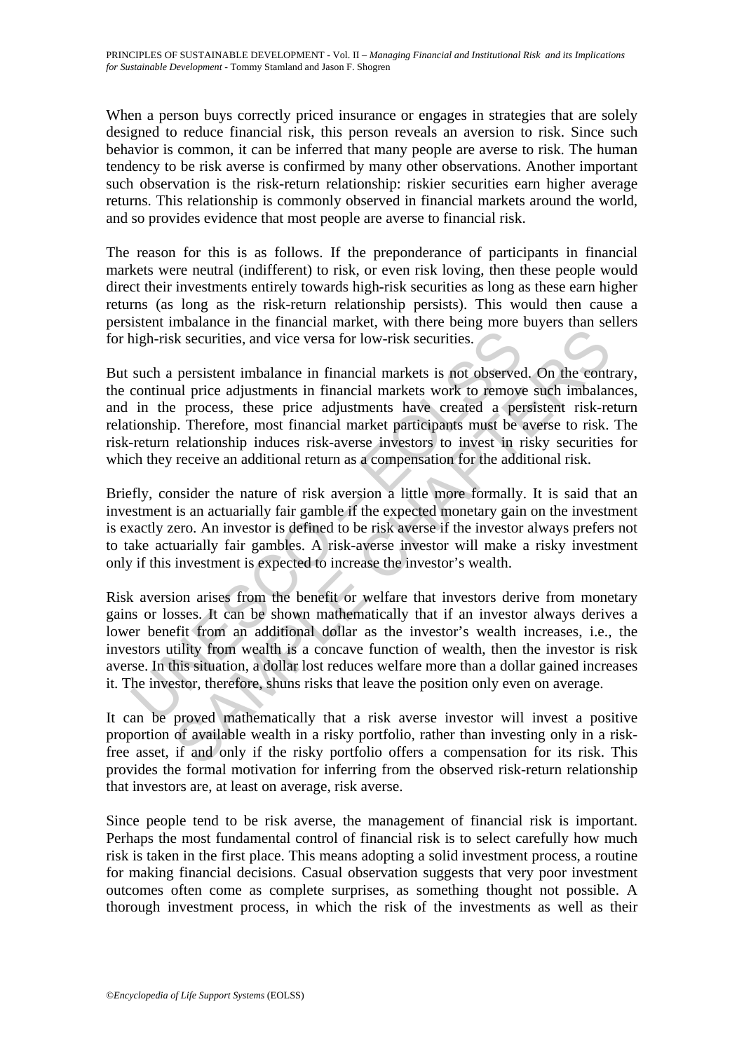When a person buys correctly priced insurance or engages in strategies that are solely designed to reduce financial risk, this person reveals an aversion to risk. Since such behavior is common, it can be inferred that many people are averse to risk. The human tendency to be risk averse is confirmed by many other observations. Another important such observation is the risk-return relationship: riskier securities earn higher average returns. This relationship is commonly observed in financial markets around the world, and so provides evidence that most people are averse to financial risk.

The reason for this is as follows. If the preponderance of participants in financial markets were neutral (indifferent) to risk, or even risk loving, then these people would direct their investments entirely towards high-risk securities as long as these earn higher returns (as long as the risk-return relationship persists). This would then cause a persistent imbalance in the financial market, with there being more buyers than sellers for high-risk securities, and vice versa for low-risk securities.

But such a persistent imbalance in financial markets is not observed. On the contrary, the continual price adjustments in financial markets work to remove such imbalances, and in the process, these price adjustments have created a persistent risk-return relationship. Therefore, most financial market participants must be averse to risk. The risk-return relationship induces risk-averse investors to invest in risky securities for which they receive an additional return as a compensation for the additional risk.

Briefly, consider the nature of risk aversion a little more formally. It is said that an investment is an actuarially fair gamble if the expected monetary gain on the investment is exactly zero. An investor is defined to be risk averse if the investor always prefers not to take actuarially fair gambles. A risk-averse investor will make a risky investment only if this investment is expected to increase the investor's wealth.

Risk aversion arises from the benefit or welfare that investors derive from monetary gains or losses. It can be shown mathematically that if an investor always derives a lower benefit from an additional dollar as the investor's wealth increases, i.e., the investors utility from wealth is a concave function of wealth, then the investor is risk averse. In this situation, a dollar lost reduces welfare more than a dollar gained increases it. The investor, therefore, shuns risks that leave the position only even on average.

It can be proved mathematically that a risk averse investor will invest a positive proportion of available wealth in a risky portfolio, rather than investing only in a risk-free asset, if and only if the risky portfolio offers a compensation for its risk. This provides the formal motivation for inferring from the observed risk-return relationship that investors are, at least on average, risk averse.

Since people tend to be risk averse, the management of financial risk is important. Perhaps the most fundamental control of financial risk is to select carefully how much risk is taken in the first place. This means adopting a solid investment process, a routine for making financial decisions. Casual observation suggests that very poor investment outcomes often come as complete surprises, as something thought not possible. A thorough investment process, in which the risk of the investments as well as their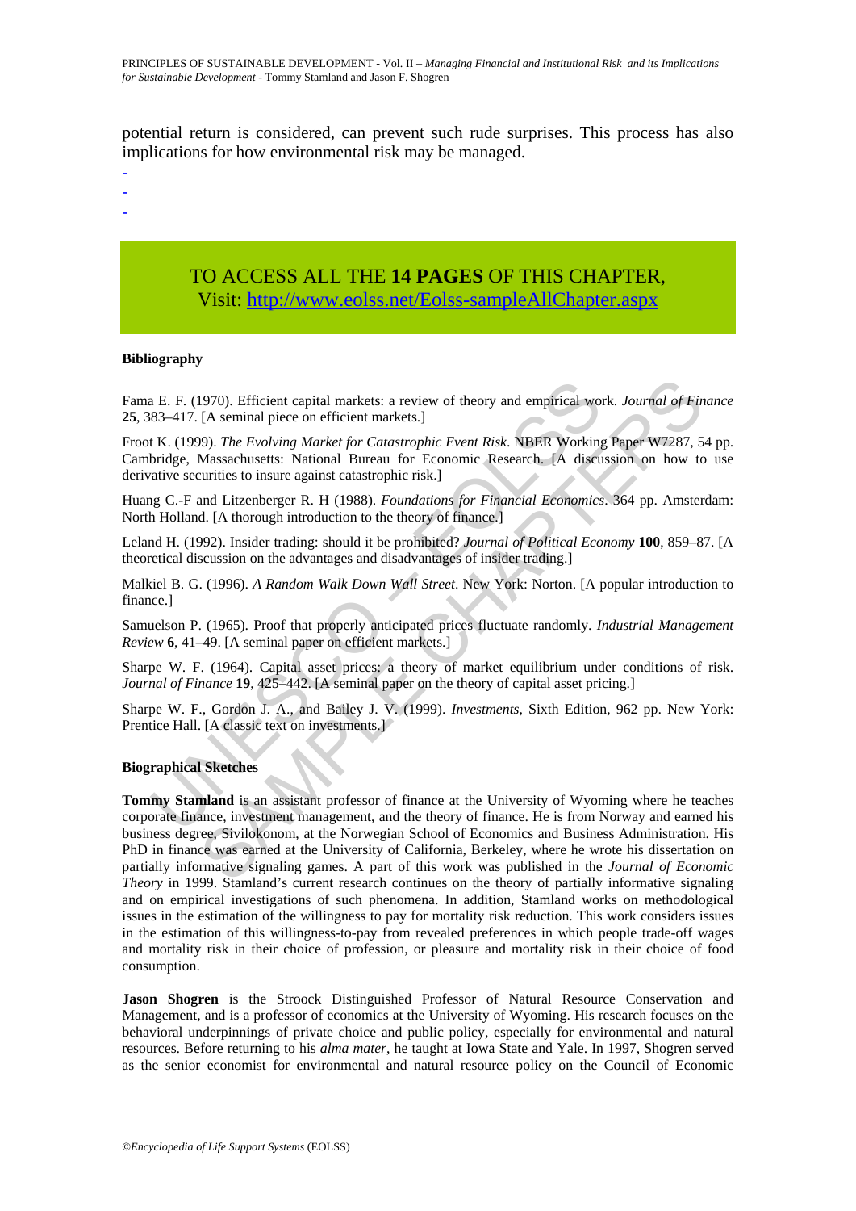potential return is considered, can prevent such rude surprises. This process has also implications for how environmental risk may be managed.

-
-
-

TO ACCESS ALL THE **14 PAGES** OF THIS CHAPTER,
Visit: http://www.eolss.net/Eolss-sampleAllChapter.aspx

**Bibliography**

Fama E. F. (1970). Efficient capital markets: a review of theory and empirical work. *Journal of Finance* **25**, 383–417. [A seminal piece on efficient markets.]

Froot K. (1999). *The Evolving Market for Catastrophic Event Risk*. NBER Working Paper W7287, 54 pp. Cambridge, Massachusetts: National Bureau for Economic Research. [A discussion on how to use derivative securities to insure against catastrophic risk.]

Huang C.-F and Litzenberger R. H (1988). *Foundations for Financial Economics*. 364 pp. Amsterdam: North Holland. [A thorough introduction to the theory of finance.]

Leland H. (1992). Insider trading: should it be prohibited? *Journal of Political Economy* **100**, 859–87. [A theoretical discussion on the advantages and disadvantages of insider trading.]

Malkiel B. G. (1996). *A Random Walk Down Wall Street*. New York: Norton. [A popular introduction to finance.]

Samuelson P. (1965). Proof that properly anticipated prices fluctuate randomly. *Industrial Management Review* **6**, 41–49. [A seminal paper on efficient markets.]

Sharpe W. F. (1964). Capital asset prices: a theory of market equilibrium under conditions of risk. *Journal of Finance* **19**, 425–442. [A seminal paper on the theory of capital asset pricing.]

Sharpe W. F., Gordon J. A., and Bailey J. V. (1999). *Investments*, Sixth Edition, 962 pp. New York: Prentice Hall. [A classic text on investments.]

**Biographical Sketches**

**Tommy Stamland** is an assistant professor of finance at the University of Wyoming where he teaches corporate finance, investment management, and the theory of finance. He is from Norway and earned his business degree, Sivilokonom, at the Norwegian School of Economics and Business Administration. His PhD in finance was earned at the University of California, Berkeley, where he wrote his dissertation on partially informative signaling games. A part of this work was published in the *Journal of Economic Theory* in 1999. Stamland's current research continues on the theory of partially informative signaling and on empirical investigations of such phenomena. In addition, Stamland works on methodological issues in the estimation of the willingness to pay for mortality risk reduction. This work considers issues in the estimation of this willingness-to-pay from revealed preferences in which people trade-off wages and mortality risk in their choice of profession, or pleasure and mortality risk in their choice of food consumption.

**Jason Shogren** is the Stroock Distinguished Professor of Natural Resource Conservation and Management, and is a professor of economics at the University of Wyoming. His research focuses on the behavioral underpinnings of private choice and public policy, especially for environmental and natural resources. Before returning to his *alma mater*, he taught at Iowa State and Yale. In 1997, Shogren served as the senior economist for environmental and natural resource policy on the Council of Economic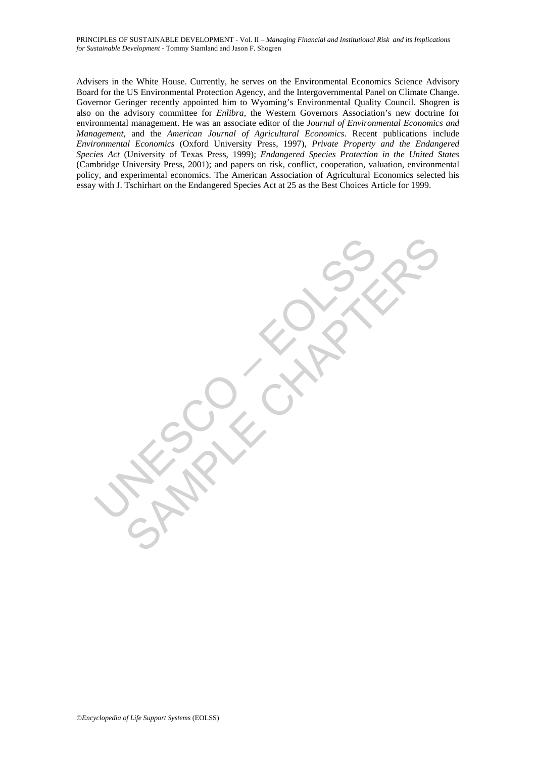Advisers in the White House. Currently, he serves on the Environmental Economics Science Advisory Board for the US Environmental Protection Agency, and the Intergovernmental Panel on Climate Change. Governor Geringer recently appointed him to Wyoming's Environmental Quality Council. Shogren is also on the advisory committee for *Enlibra*, the Western Governors Association's new doctrine for environmental management. He was an associate editor of the *Journal of Environmental Economics and Management*, and the *American Journal of Agricultural Economics*. Recent publications include *Environmental Economics* (Oxford University Press, 1997), *Private Property and the Endangered Species Act* (University of Texas Press, 1999); *Endangered Species Protection in the United States* (Cambridge University Press, 2001); and papers on risk, conflict, cooperation, valuation, environmental policy, and experimental economics. The American Association of Agricultural Economics selected his essay with J. Tschirhart on the Endangered Species Act at 25 as the Best Choices Article for 1999.